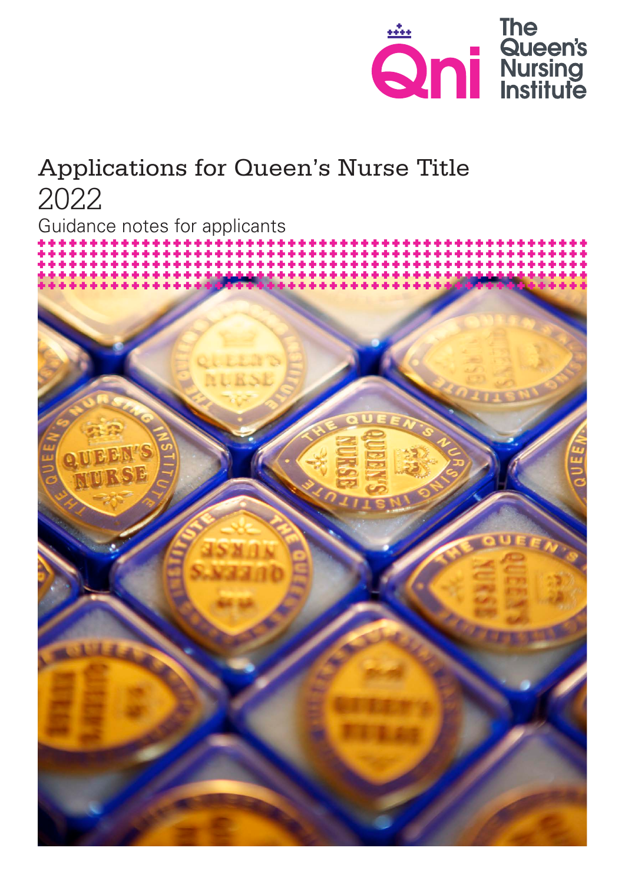Qni The Queen's Nursing Institute

# Applications for Queen's Nurse Title 2022

Guidance notes for applicants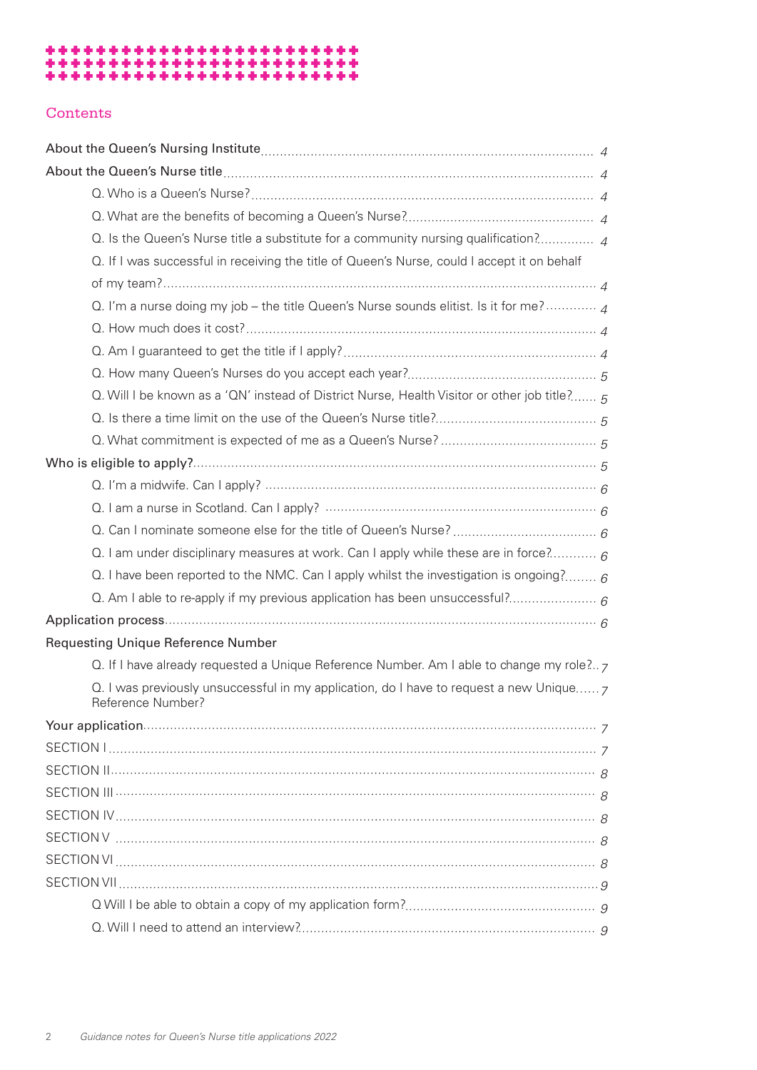## Contents

About the Queen's Nursing Institute ........ 4

About the Queen's Nurse title ........ 4

- Q. Who is a Queen's Nurse? ........ 4
- Q. What are the benefits of becoming a Queen's Nurse? ........ 4
- Q. Is the Queen's Nurse title a substitute for a community nursing qualification? ........ 4
- Q. If I was successful in receiving the title of Queen's Nurse, could I accept it on behalf of my team? ........ 4
- Q. I'm a nurse doing my job – the title Queen's Nurse sounds elitist. Is it for me? ........ 4
- Q. How much does it cost? ........ 4
- Q. Am I guaranteed to get the title if I apply? ........ 4
- Q. How many Queen's Nurses do you accept each year? ........ 5
- Q. Will I be known as a 'QN' instead of District Nurse, Health Visitor or other job title? ........ 5
- Q. Is there a time limit on the use of the Queen's Nurse title? ........ 5
- Q. What commitment is expected of me as a Queen's Nurse? ........ 5

Who is eligible to apply? ........ 5

- Q. I'm a midwife. Can I apply? ........ 6
- Q. I am a nurse in Scotland. Can I apply? ........ 6
- Q. Can I nominate someone else for the title of Queen's Nurse? ........ 6
- Q. I am under disciplinary measures at work. Can I apply while these are in force? ........ 6
- Q. I have been reported to the NMC. Can I apply whilst the investigation is ongoing? ........ 6
- Q. Am I able to re-apply if my previous application has been unsuccessful? ........ 6

Application process ........ 6

Requesting Unique Reference Number

- Q. If I have already requested a Unique Reference Number. Am I able to change my role? ........ 7
- Q. I was previously unsuccessful in my application, do I have to request a new Unique Reference Number? ........ 7

Your application ........ 7

SECTION I ........ 7

SECTION II ........ 8

SECTION III ........ 8

SECTION IV ........ 8

SECTION V ........ 8

SECTION VI ........ 8

SECTION VII ........ 9

- Q Will I be able to obtain a copy of my application form? ........ 9
- Q. Will I need to attend an interview? ........ 9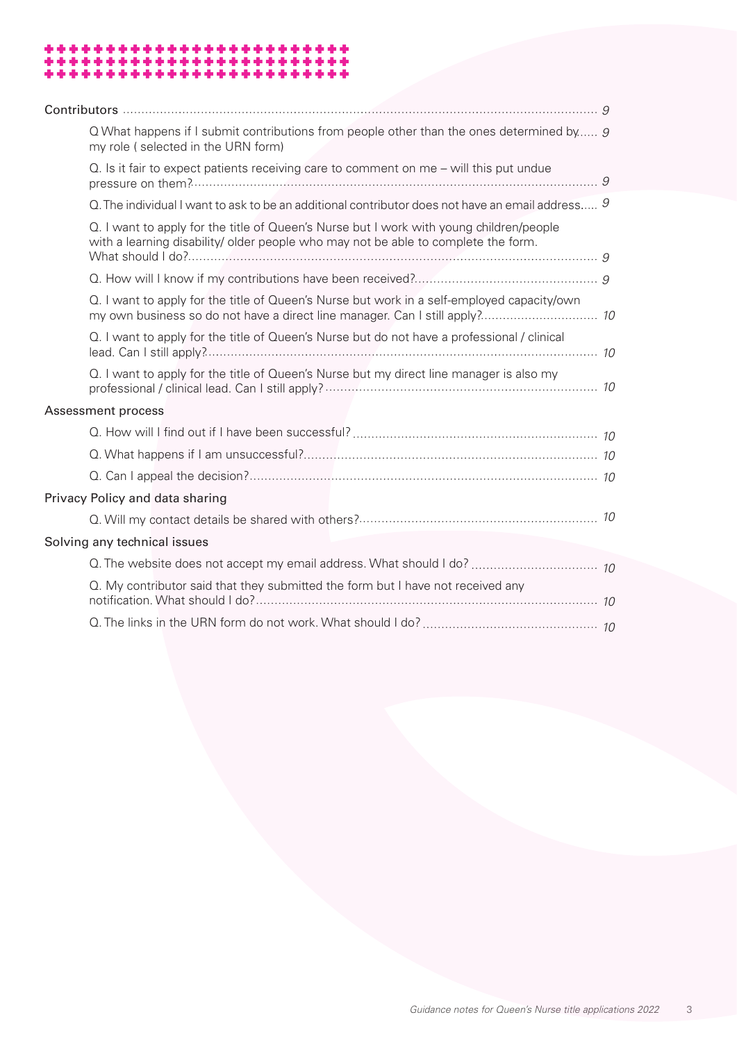Contributors ........................................................................................................................................ 9

- Q What happens if I submit contributions from people other than the ones determined by my role ( selected in the URN form) ..... 9
- Q. Is it fair to expect patients receiving care to comment on me – will this put undue pressure on them? ........................................................................................................ 9
- Q. The individual I want to ask to be an additional contributor does not have an email address..... 9
- Q. I want to apply for the title of Queen's Nurse but I work with young children/people with a learning disability/ older people who may not be able to complete the form. What should I do? ........................................................................................................ 9
- Q. How will I know if my contributions have been received? ............................................... 9
- Q. I want to apply for the title of Queen's Nurse but work in a self-employed capacity/own my own business so do not have a direct line manager. Can I still apply? ............................... 10
- Q. I want to apply for the title of Queen's Nurse but do not have a professional / clinical lead. Can I still apply? ........................................................................................................ 10
- Q. I want to apply for the title of Queen's Nurse but my direct line manager is also my professional / clinical lead. Can I still apply? ........................................................................ 10

Assessment process

- Q. How will I find out if I have been successful? ................................................................. 10
- Q. What happens if I am unsuccessful? .............................................................................. 10
- Q. Can I appeal the decision? ............................................................................................ 10

Privacy Policy and data sharing

- Q. Will my contact details be shared with others? ............................................................... 10

Solving any technical issues

- Q. The website does not accept my email address. What should I do? ................................. 10
- Q. My contributor said that they submitted the form but I have not received any notification. What should I do? .......................................................................................... 10
- Q. The links in the URN form do not work. What should I do? .............................................. 10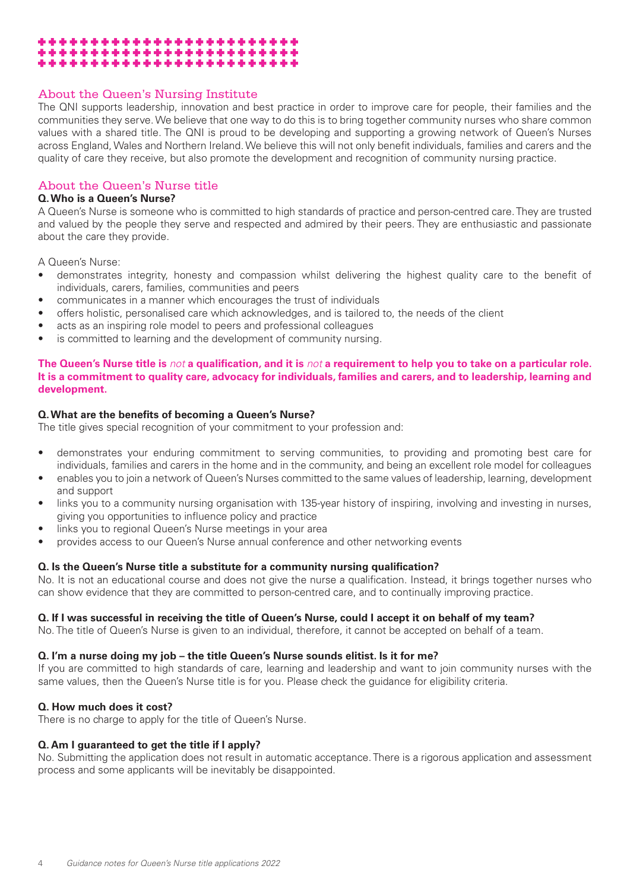## About the Queen's Nursing Institute

The QNI supports leadership, innovation and best practice in order to improve care for people, their families and the communities they serve. We believe that one way to do this is to bring together community nurses who share common values with a shared title. The QNI is proud to be developing and supporting a growing network of Queen's Nurses across England, Wales and Northern Ireland. We believe this will not only benefit individuals, families and carers and the quality of care they receive, but also promote the development and recognition of community nursing practice.

## About the Queen's Nurse title

**Q. Who is a Queen's Nurse?**

A Queen's Nurse is someone who is committed to high standards of practice and person-centred care. They are trusted and valued by the people they serve and respected and admired by their peers. They are enthusiastic and passionate about the care they provide.

A Queen's Nurse:

- demonstrates integrity, honesty and compassion whilst delivering the highest quality care to the benefit of individuals, carers, families, communities and peers
- communicates in a manner which encourages the trust of individuals
- offers holistic, personalised care which acknowledges, and is tailored to, the needs of the client
- acts as an inspiring role model to peers and professional colleagues
- is committed to learning and the development of community nursing.

**The Queen's Nurse title is *not* a qualification, and it is *not* a requirement to help you to take on a particular role. It is a commitment to quality care, advocacy for individuals, families and carers, and to leadership, learning and development.**

**Q. What are the benefits of becoming a Queen's Nurse?**

The title gives special recognition of your commitment to your profession and:

- demonstrates your enduring commitment to serving communities, to providing and promoting best care for individuals, families and carers in the home and in the community, and being an excellent role model for colleagues
- enables you to join a network of Queen's Nurses committed to the same values of leadership, learning, development and support
- links you to a community nursing organisation with 135-year history of inspiring, involving and investing in nurses, giving you opportunities to influence policy and practice
- links you to regional Queen's Nurse meetings in your area
- provides access to our Queen's Nurse annual conference and other networking events

**Q. Is the Queen's Nurse title a substitute for a community nursing qualification?**

No. It is not an educational course and does not give the nurse a qualification. Instead, it brings together nurses who can show evidence that they are committed to person-centred care, and to continually improving practice.

**Q. If I was successful in receiving the title of Queen's Nurse, could I accept it on behalf of my team?**

No. The title of Queen's Nurse is given to an individual, therefore, it cannot be accepted on behalf of a team.

**Q. I'm a nurse doing my job – the title Queen's Nurse sounds elitist. Is it for me?**

If you are committed to high standards of care, learning and leadership and want to join community nurses with the same values, then the Queen's Nurse title is for you. Please check the guidance for eligibility criteria.

**Q. How much does it cost?**

There is no charge to apply for the title of Queen's Nurse.

**Q. Am I guaranteed to get the title if I apply?**

No. Submitting the application does not result in automatic acceptance. There is a rigorous application and assessment process and some applicants will be inevitably be disappointed.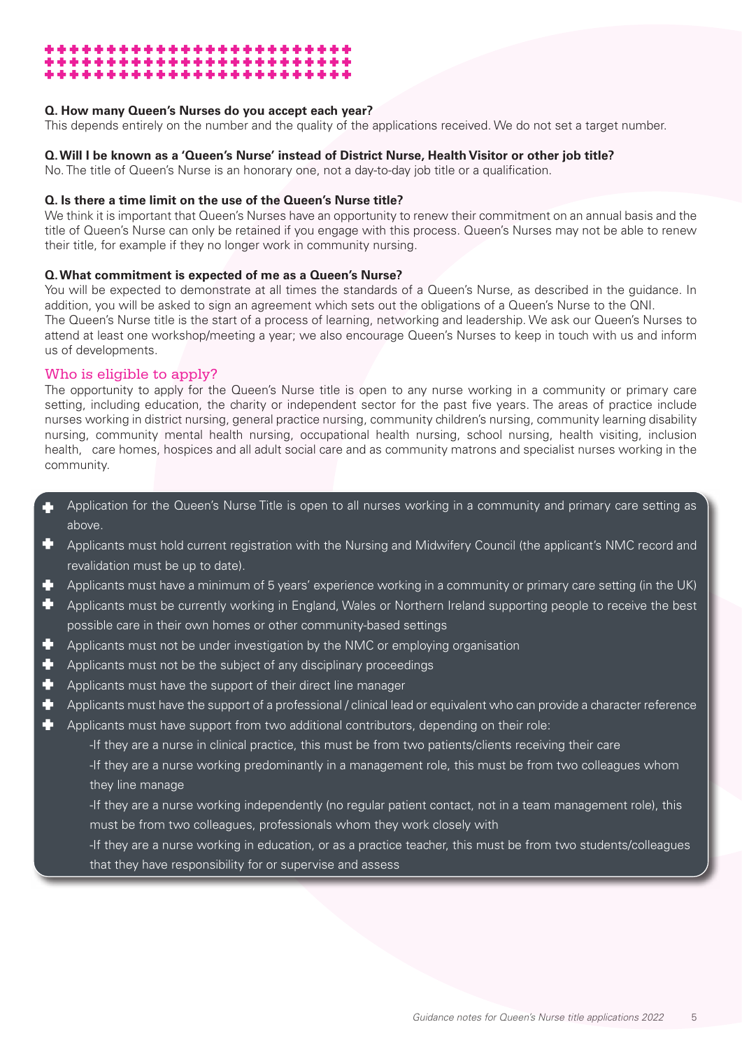**Q. How many Queen's Nurses do you accept each year?**
This depends entirely on the number and the quality of the applications received. We do not set a target number.

**Q. Will I be known as a 'Queen's Nurse' instead of District Nurse, Health Visitor or other job title?**
No. The title of Queen's Nurse is an honorary one, not a day-to-day job title or a qualification.

**Q. Is there a time limit on the use of the Queen's Nurse title?**
We think it is important that Queen's Nurses have an opportunity to renew their commitment on an annual basis and the title of Queen's Nurse can only be retained if you engage with this process. Queen's Nurses may not be able to renew their title, for example if they no longer work in community nursing.

**Q. What commitment is expected of me as a Queen's Nurse?**
You will be expected to demonstrate at all times the standards of a Queen's Nurse, as described in the guidance. In addition, you will be asked to sign an agreement which sets out the obligations of a Queen's Nurse to the QNI.
The Queen's Nurse title is the start of a process of learning, networking and leadership. We ask our Queen's Nurses to attend at least one workshop/meeting a year; we also encourage Queen's Nurses to keep in touch with us and inform us of developments.

## Who is eligible to apply?

The opportunity to apply for the Queen's Nurse title is open to any nurse working in a community or primary care setting, including education, the charity or independent sector for the past five years. The areas of practice include nurses working in district nursing, general practice nursing, community children's nursing, community learning disability nursing, community mental health nursing, occupational health nursing, school nursing, health visiting, inclusion health, care homes, hospices and all adult social care and as community matrons and specialist nurses working in the community.

- Application for the Queen's Nurse Title is open to all nurses working in a community and primary care setting as above.
- Applicants must hold current registration with the Nursing and Midwifery Council (the applicant's NMC record and revalidation must be up to date).
- Applicants must have a minimum of 5 years' experience working in a community or primary care setting (in the UK)
- Applicants must be currently working in England, Wales or Northern Ireland supporting people to receive the best possible care in their own homes or other community-based settings
- Applicants must not be under investigation by the NMC or employing organisation
- Applicants must not be the subject of any disciplinary proceedings
- Applicants must have the support of their direct line manager
- Applicants must have the support of a professional / clinical lead or equivalent who can provide a character reference
- Applicants must have support from two additional contributors, depending on their role:
  - -If they are a nurse in clinical practice, this must be from two patients/clients receiving their care
  - -If they are a nurse working predominantly in a management role, this must be from two colleagues whom they line manage
  - -If they are a nurse working independently (no regular patient contact, not in a team management role), this must be from two colleagues, professionals whom they work closely with
  - -If they are a nurse working in education, or as a practice teacher, this must be from two students/colleagues that they have responsibility for or supervise and assess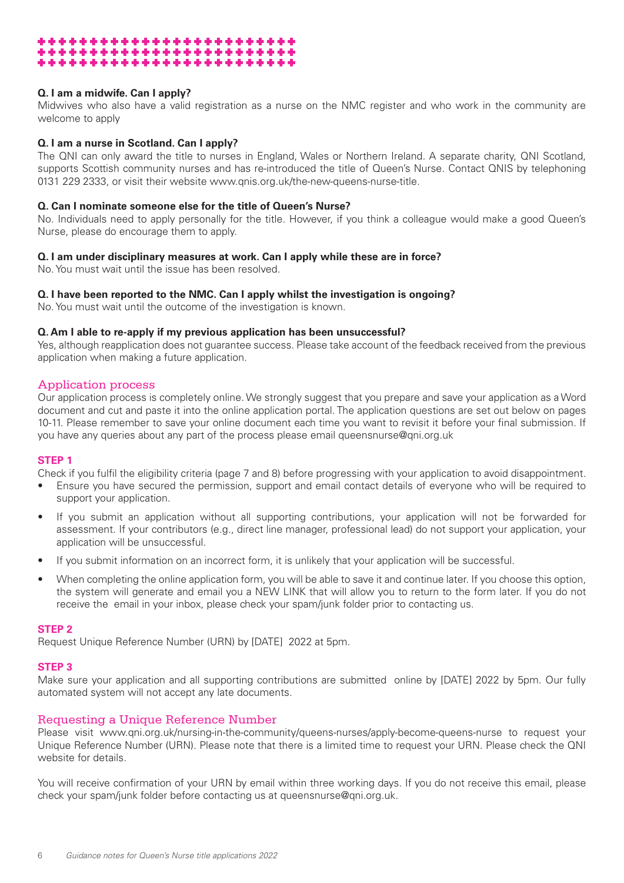**Q. I am a midwife. Can I apply?**
Midwives who also have a valid registration as a nurse on the NMC register and who work in the community are welcome to apply

**Q. I am a nurse in Scotland. Can I apply?**
The QNI can only award the title to nurses in England, Wales or Northern Ireland. A separate charity, QNI Scotland, supports Scottish community nurses and has re-introduced the title of Queen's Nurse. Contact QNIS by telephoning 0131 229 2333, or visit their website www.qnis.org.uk/the-new-queens-nurse-title.

**Q. Can I nominate someone else for the title of Queen's Nurse?**
No. Individuals need to apply personally for the title. However, if you think a colleague would make a good Queen's Nurse, please do encourage them to apply.

**Q. I am under disciplinary measures at work. Can I apply while these are in force?**
No. You must wait until the issue has been resolved.

**Q. I have been reported to the NMC. Can I apply whilst the investigation is ongoing?**
No. You must wait until the outcome of the investigation is known.

**Q. Am I able to re-apply if my previous application has been unsuccessful?**
Yes, although reapplication does not guarantee success. Please take account of the feedback received from the previous application when making a future application.

## Application process

Our application process is completely online. We strongly suggest that you prepare and save your application as a Word document and cut and paste it into the online application portal. The application questions are set out below on pages 10-11. Please remember to save your online document each time you want to revisit it before your final submission. If you have any queries about any part of the process please email queensnurse@qni.org.uk

### STEP 1

Check if you fulfil the eligibility criteria (page 7 and 8) before progressing with your application to avoid disappointment.

- Ensure you have secured the permission, support and email contact details of everyone who will be required to support your application.
- If you submit an application without all supporting contributions, your application will not be forwarded for assessment. If your contributors (e.g., direct line manager, professional lead) do not support your application, your application will be unsuccessful.
- If you submit information on an incorrect form, it is unlikely that your application will be successful.
- When completing the online application form, you will be able to save it and continue later. If you choose this option, the system will generate and email you a NEW LINK that will allow you to return to the form later. If you do not receive the email in your inbox, please check your spam/junk folder prior to contacting us.

### STEP 2

Request Unique Reference Number (URN) by [DATE] 2022 at 5pm.

### STEP 3

Make sure your application and all supporting contributions are submitted online by [DATE] 2022 by 5pm. Our fully automated system will not accept any late documents.

## Requesting a Unique Reference Number

Please visit www.qni.org.uk/nursing-in-the-community/queens-nurses/apply-become-queens-nurse to request your Unique Reference Number (URN). Please note that there is a limited time to request your URN. Please check the QNI website for details.

You will receive confirmation of your URN by email within three working days. If you do not receive this email, please check your spam/junk folder before contacting us at queensnurse@qni.org.uk.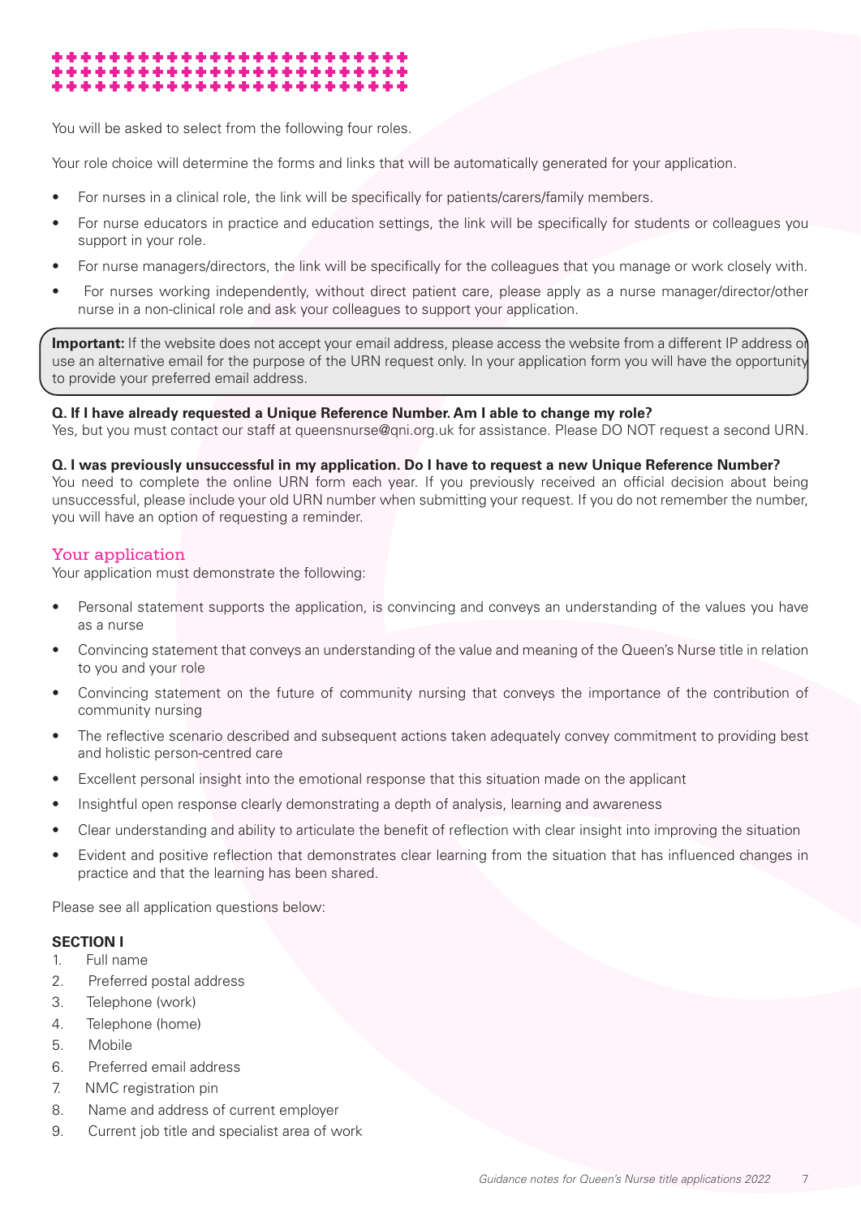You will be asked to select from the following four roles.

Your role choice will determine the forms and links that will be automatically generated for your application.

- For nurses in a clinical role, the link will be specifically for patients/carers/family members.
- For nurse educators in practice and education settings, the link will be specifically for students or colleagues you support in your role.
- For nurse managers/directors, the link will be specifically for the colleagues that you manage or work closely with.
- For nurses working independently, without direct patient care, please apply as a nurse manager/director/other nurse in a non-clinical role and ask your colleagues to support your application.

**Important:** If the website does not accept your email address, please access the website from a different IP address or use an alternative email for the purpose of the URN request only. In your application form you will have the opportunity to provide your preferred email address.

**Q. If I have already requested a Unique Reference Number. Am I able to change my role?**
Yes, but you must contact our staff at queensnurse@qni.org.uk for assistance. Please DO NOT request a second URN.

**Q. I was previously unsuccessful in my application. Do I have to request a new Unique Reference Number?**
You need to complete the online URN form each year. If you previously received an official decision about being unsuccessful, please include your old URN number when submitting your request. If you do not remember the number, you will have an option of requesting a reminder.

## Your application

Your application must demonstrate the following:

- Personal statement supports the application, is convincing and conveys an understanding of the values you have as a nurse
- Convincing statement that conveys an understanding of the value and meaning of the Queen's Nurse title in relation to you and your role
- Convincing statement on the future of community nursing that conveys the importance of the contribution of community nursing
- The reflective scenario described and subsequent actions taken adequately convey commitment to providing best and holistic person-centred care
- Excellent personal insight into the emotional response that this situation made on the applicant
- Insightful open response clearly demonstrating a depth of analysis, learning and awareness
- Clear understanding and ability to articulate the benefit of reflection with clear insight into improving the situation
- Evident and positive reflection that demonstrates clear learning from the situation that has influenced changes in practice and that the learning has been shared.

Please see all application questions below:

**SECTION I**

1. Full name
2. Preferred postal address
3. Telephone (work)
4. Telephone (home)
5. Mobile
6. Preferred email address
7. NMC registration pin
8. Name and address of current employer
9. Current job title and specialist area of work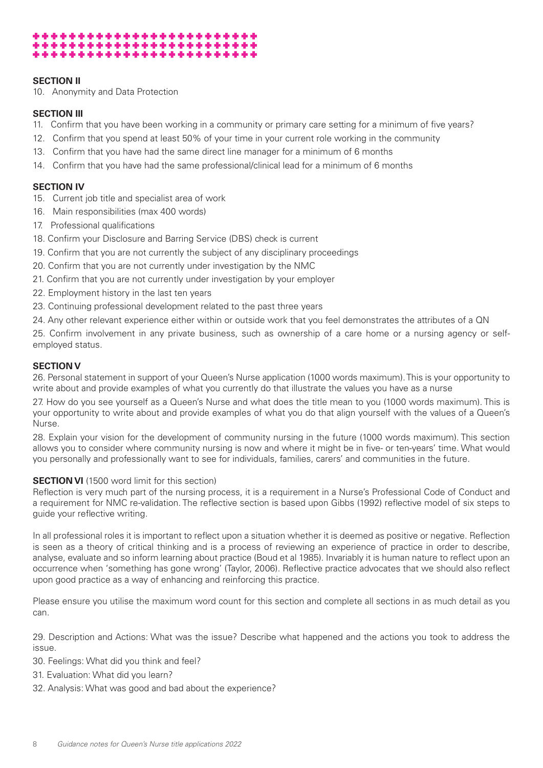**SECTION II**

10. Anonymity and Data Protection

**SECTION III**

11. Confirm that you have been working in a community or primary care setting for a minimum of five years?
12. Confirm that you spend at least 50% of your time in your current role working in the community
13. Confirm that you have had the same direct line manager for a minimum of 6 months
14. Confirm that you have had the same professional/clinical lead for a minimum of 6 months

**SECTION IV**

15. Current job title and specialist area of work
16. Main responsibilities (max 400 words)
17. Professional qualifications
18. Confirm your Disclosure and Barring Service (DBS) check is current
19. Confirm that you are not currently the subject of any disciplinary proceedings
20. Confirm that you are not currently under investigation by the NMC
21. Confirm that you are not currently under investigation by your employer
22. Employment history in the last ten years
23. Continuing professional development related to the past three years
24. Any other relevant experience either within or outside work that you feel demonstrates the attributes of a QN
25. Confirm involvement in any private business, such as ownership of a care home or a nursing agency or self-employed status.

**SECTION V**

26. Personal statement in support of your Queen's Nurse application (1000 words maximum). This is your opportunity to write about and provide examples of what you currently do that illustrate the values you have as a nurse

27. How do you see yourself as a Queen's Nurse and what does the title mean to you (1000 words maximum). This is your opportunity to write about and provide examples of what you do that align yourself with the values of a Queen's Nurse.

28. Explain your vision for the development of community nursing in the future (1000 words maximum). This section allows you to consider where community nursing is now and where it might be in five- or ten-years' time. What would you personally and professionally want to see for individuals, families, carers' and communities in the future.

**SECTION VI** (1500 word limit for this section)

Reflection is very much part of the nursing process, it is a requirement in a Nurse's Professional Code of Conduct and a requirement for NMC re-validation. The reflective section is based upon Gibbs (1992) reflective model of six steps to guide your reflective writing.

In all professional roles it is important to reflect upon a situation whether it is deemed as positive or negative. Reflection is seen as a theory of critical thinking and is a process of reviewing an experience of practice in order to describe, analyse, evaluate and so inform learning about practice (Boud et al 1985). Invariably it is human nature to reflect upon an occurrence when 'something has gone wrong' (Taylor, 2006). Reflective practice advocates that we should also reflect upon good practice as a way of enhancing and reinforcing this practice.

Please ensure you utilise the maximum word count for this section and complete all sections in as much detail as you can.

29. Description and Actions: What was the issue? Describe what happened and the actions you took to address the issue.
30. Feelings: What did you think and feel?
31. Evaluation: What did you learn?
32. Analysis: What was good and bad about the experience?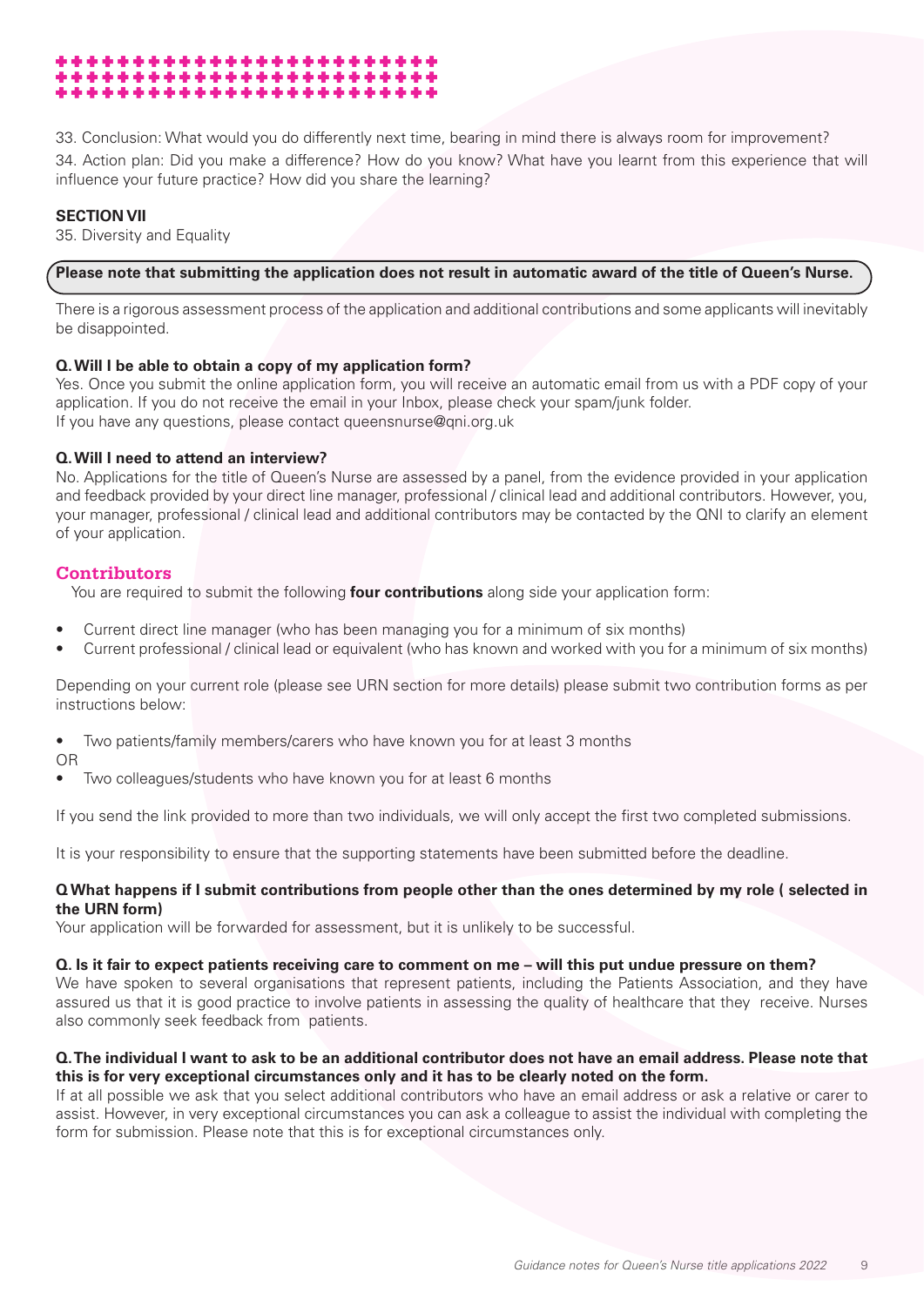33. Conclusion: What would you do differently next time, bearing in mind there is always room for improvement?

34. Action plan: Did you make a difference? How do you know? What have you learnt from this experience that will influence your future practice? How did you share the learning?

**SECTION VII**

35. Diversity and Equality

**Please note that submitting the application does not result in automatic award of the title of Queen's Nurse.**

There is a rigorous assessment process of the application and additional contributions and some applicants will inevitably be disappointed.

**Q. Will I be able to obtain a copy of my application form?**

Yes. Once you submit the online application form, you will receive an automatic email from us with a PDF copy of your application. If you do not receive the email in your Inbox, please check your spam/junk folder.
If you have any questions, please contact queensnurse@qni.org.uk

**Q. Will I need to attend an interview?**

No. Applications for the title of Queen's Nurse are assessed by a panel, from the evidence provided in your application and feedback provided by your direct line manager, professional / clinical lead and additional contributors. However, you, your manager, professional / clinical lead and additional contributors may be contacted by the QNI to clarify an element of your application.

## Contributors

You are required to submit the following **four contributions** along side your application form:

- Current direct line manager (who has been managing you for a minimum of six months)
- Current professional / clinical lead or equivalent (who has known and worked with you for a minimum of six months)

Depending on your current role (please see URN section for more details) please submit two contribution forms as per instructions below:

- Two patients/family members/carers who have known you for at least 3 months

OR

- Two colleagues/students who have known you for at least 6 months

If you send the link provided to more than two individuals, we will only accept the first two completed submissions.

It is your responsibility to ensure that the supporting statements have been submitted before the deadline.

**Q What happens if I submit contributions from people other than the ones determined by my role ( selected in the URN form)**

Your application will be forwarded for assessment, but it is unlikely to be successful.

**Q. Is it fair to expect patients receiving care to comment on me – will this put undue pressure on them?**

We have spoken to several organisations that represent patients, including the Patients Association, and they have assured us that it is good practice to involve patients in assessing the quality of healthcare that they receive. Nurses also commonly seek feedback from patients.

**Q. The individual I want to ask to be an additional contributor does not have an email address. Please note that this is for very exceptional circumstances only and it has to be clearly noted on the form.**

If at all possible we ask that you select additional contributors who have an email address or ask a relative or carer to assist. However, in very exceptional circumstances you can ask a colleague to assist the individual with completing the form for submission. Please note that this is for exceptional circumstances only.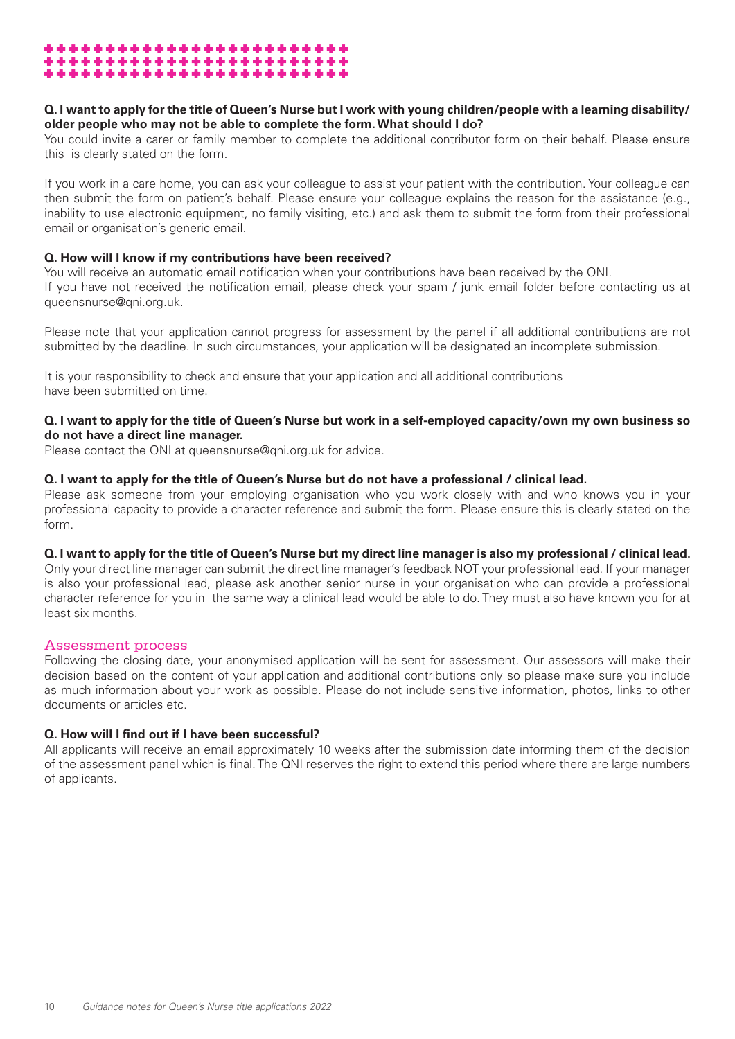**Q. I want to apply for the title of Queen's Nurse but I work with young children/people with a learning disability/ older people who may not be able to complete the form. What should I do?**

You could invite a carer or family member to complete the additional contributor form on their behalf. Please ensure this is clearly stated on the form.

If you work in a care home, you can ask your colleague to assist your patient with the contribution. Your colleague can then submit the form on patient's behalf. Please ensure your colleague explains the reason for the assistance (e.g., inability to use electronic equipment, no family visiting, etc.) and ask them to submit the form from their professional email or organisation's generic email.

**Q. How will I know if my contributions have been received?**

You will receive an automatic email notification when your contributions have been received by the QNI.
If you have not received the notification email, please check your spam / junk email folder before contacting us at queensnurse@qni.org.uk.

Please note that your application cannot progress for assessment by the panel if all additional contributions are not submitted by the deadline. In such circumstances, your application will be designated an incomplete submission.

It is your responsibility to check and ensure that your application and all additional contributions have been submitted on time.

**Q. I want to apply for the title of Queen's Nurse but work in a self-employed capacity/own my own business so do not have a direct line manager.**

Please contact the QNI at queensnurse@qni.org.uk for advice.

**Q. I want to apply for the title of Queen's Nurse but do not have a professional / clinical lead.**

Please ask someone from your employing organisation who you work closely with and who knows you in your professional capacity to provide a character reference and submit the form. Please ensure this is clearly stated on the form.

**Q. I want to apply for the title of Queen's Nurse but my direct line manager is also my professional / clinical lead.**

Only your direct line manager can submit the direct line manager's feedback NOT your professional lead. If your manager is also your professional lead, please ask another senior nurse in your organisation who can provide a professional character reference for you in the same way a clinical lead would be able to do. They must also have known you for at least six months.

## Assessment process

Following the closing date, your anonymised application will be sent for assessment. Our assessors will make their decision based on the content of your application and additional contributions only so please make sure you include as much information about your work as possible. Please do not include sensitive information, photos, links to other documents or articles etc.

**Q. How will I find out if I have been successful?**

All applicants will receive an email approximately 10 weeks after the submission date informing them of the decision of the assessment panel which is final. The QNI reserves the right to extend this period where there are large numbers of applicants.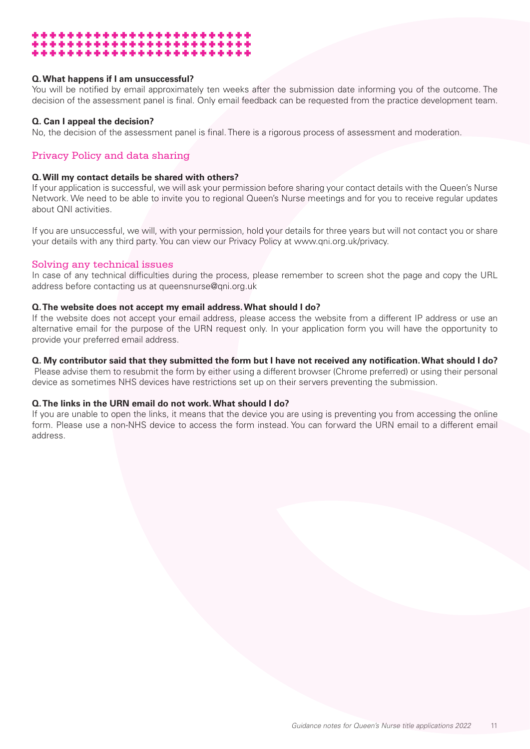**Q. What happens if I am unsuccessful?**

You will be notified by email approximately ten weeks after the submission date informing you of the outcome. The decision of the assessment panel is final. Only email feedback can be requested from the practice development team.

**Q. Can I appeal the decision?**

No, the decision of the assessment panel is final. There is a rigorous process of assessment and moderation.

## Privacy Policy and data sharing

**Q. Will my contact details be shared with others?**

If your application is successful, we will ask your permission before sharing your contact details with the Queen's Nurse Network. We need to be able to invite you to regional Queen's Nurse meetings and for you to receive regular updates about QNI activities.

If you are unsuccessful, we will, with your permission, hold your details for three years but will not contact you or share your details with any third party. You can view our Privacy Policy at www.qni.org.uk/privacy.

## Solving any technical issues

In case of any technical difficulties during the process, please remember to screen shot the page and copy the URL address before contacting us at queensnurse@qni.org.uk

**Q. The website does not accept my email address. What should I do?**

If the website does not accept your email address, please access the website from a different IP address or use an alternative email for the purpose of the URN request only. In your application form you will have the opportunity to provide your preferred email address.

**Q. My contributor said that they submitted the form but I have not received any notification. What should I do?**

Please advise them to resubmit the form by either using a different browser (Chrome preferred) or using their personal device as sometimes NHS devices have restrictions set up on their servers preventing the submission.

**Q. The links in the URN email do not work. What should I do?**

If you are unable to open the links, it means that the device you are using is preventing you from accessing the online form. Please use a non-NHS device to access the form instead. You can forward the URN email to a different email address.